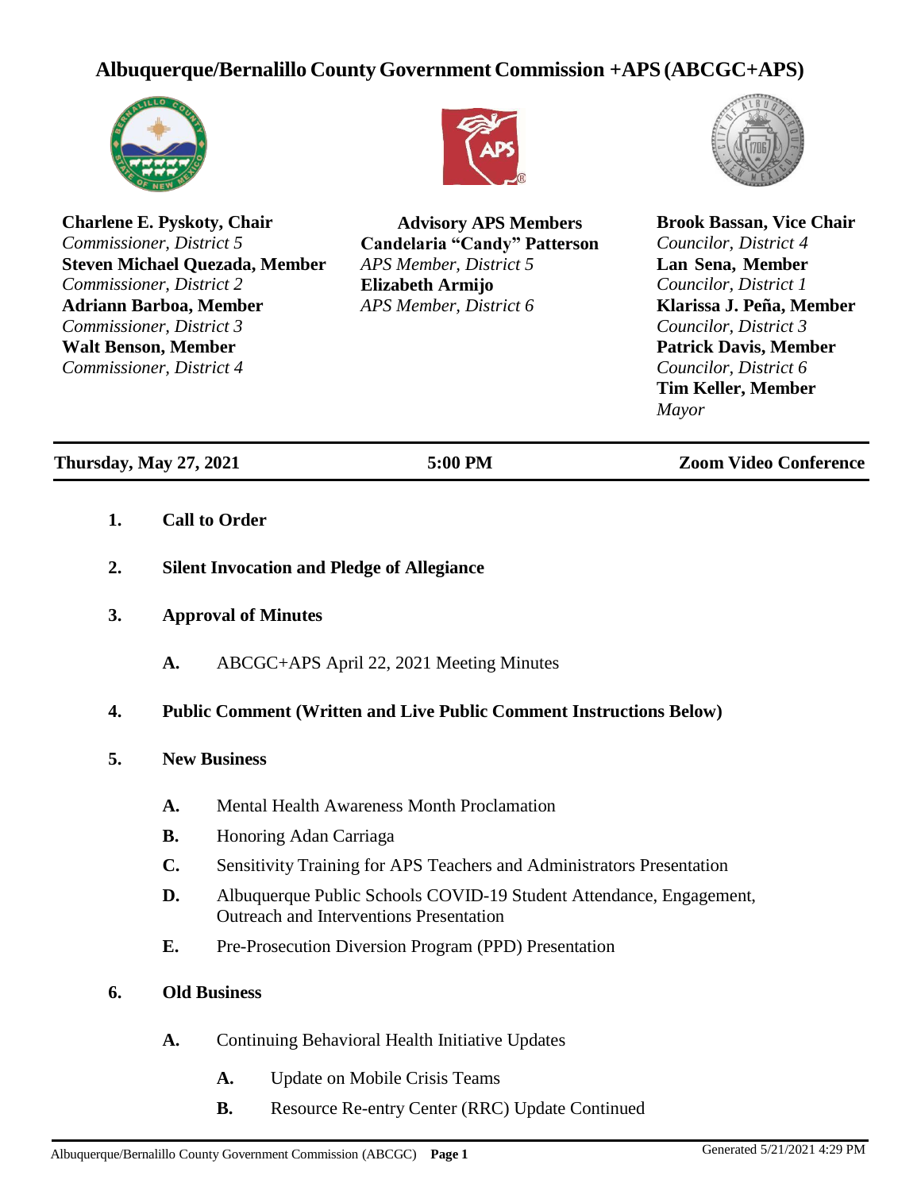# Albuquerque/Bernalillo County Government Commission +APS (ABCGC+APS)

**Charlene E. Pyskoty, Chair**
*Commissioner, District 5*
**Steven Michael Quezada, Member**
*Commissioner, District 2*
**Adriann Barboa, Member**
*Commissioner, District 3*
**Walt Benson, Member**
*Commissioner, District 4*

**Advisory APS Members**
**Candelaria "Candy" Patterson**
*APS Member, District 5*
**Elizabeth Armijo**
*APS Member, District 6*

**Brook Bassan, Vice Chair**
*Councilor, District 4*
**Lan Sena, Member**
*Councilor, District 1*
**Klarissa J. Peña, Member**
*Councilor, District 3*
**Patrick Davis, Member**
*Councilor, District 6*
**Tim Keller, Member**
*Mayor*

---

**Thursday, May 27, 2021** | **5:00 PM** | **Zoom Video Conference**

---

1. **Call to Order**
2. **Silent Invocation and Pledge of Allegiance**
3. **Approval of Minutes**
   - **A.** ABCGC+APS April 22, 2021 Meeting Minutes
4. **Public Comment (Written and Live Public Comment Instructions Below)**
5. **New Business**
   - **A.** Mental Health Awareness Month Proclamation
   - **B.** Honoring Adan Carriaga
   - **C.** Sensitivity Training for APS Teachers and Administrators Presentation
   - **D.** Albuquerque Public Schools COVID-19 Student Attendance, Engagement, Outreach and Interventions Presentation
   - **E.** Pre-Prosecution Diversion Program (PPD) Presentation
6. **Old Business**
   - **A.** Continuing Behavioral Health Initiative Updates
     - **A.** Update on Mobile Crisis Teams
     - **B.** Resource Re-entry Center (RRC) Update Continued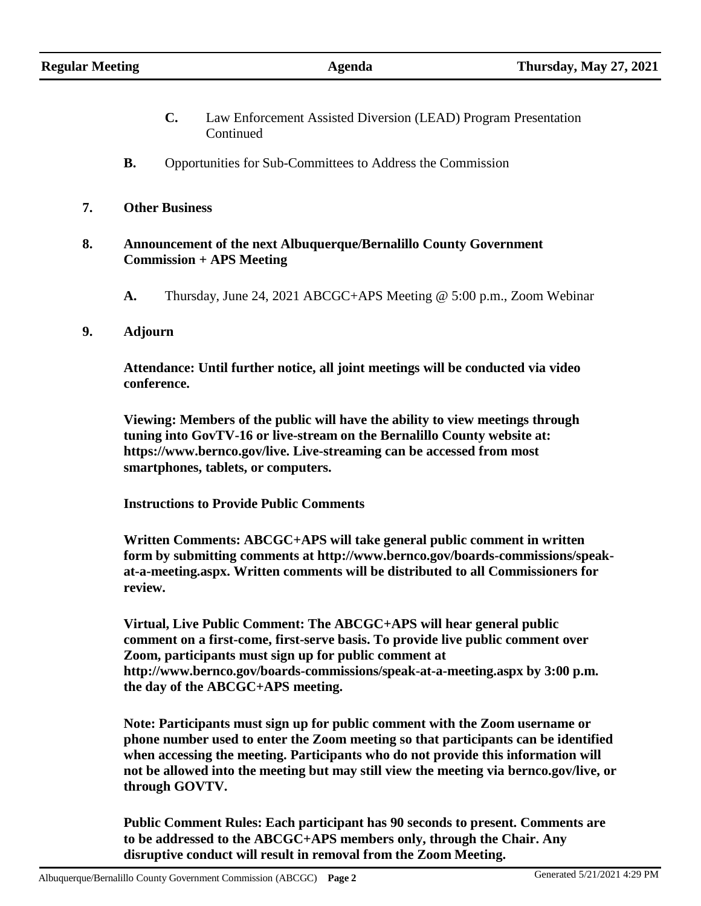- **C.** Law Enforcement Assisted Diversion (LEAD) Program Presentation Continued

   **B.** Opportunities for Sub-Committees to Address the Commission

**7. Other Business**

**8. Announcement of the next Albuquerque/Bernalillo County Government Commission + APS Meeting**

   **A.** Thursday, June 24, 2021 ABCGC+APS Meeting @ 5:00 p.m., Zoom Webinar

**9. Adjourn**

**Attendance: Until further notice, all joint meetings will be conducted via video conference.**

**Viewing: Members of the public will have the ability to view meetings through tuning into GovTV-16 or live-stream on the Bernalillo County website at: https://www.bernco.gov/live. Live-streaming can be accessed from most smartphones, tablets, or computers.**

**Instructions to Provide Public Comments**

**Written Comments: ABCGC+APS will take general public comment in written form by submitting comments at http://www.bernco.gov/boards-commissions/speak-at-a-meeting.aspx. Written comments will be distributed to all Commissioners for review.**

**Virtual, Live Public Comment: The ABCGC+APS will hear general public comment on a first-come, first-serve basis. To provide live public comment over Zoom, participants must sign up for public comment at http://www.bernco.gov/boards-commissions/speak-at-a-meeting.aspx by 3:00 p.m. the day of the ABCGC+APS meeting.**

**Note: Participants must sign up for public comment with the Zoom username or phone number used to enter the Zoom meeting so that participants can be identified when accessing the meeting. Participants who do not provide this information will not be allowed into the meeting but may still view the meeting via bernco.gov/live, or through GOVTV.**

**Public Comment Rules: Each participant has 90 seconds to present. Comments are to be addressed to the ABCGC+APS members only, through the Chair. Any disruptive conduct will result in removal from the Zoom Meeting.**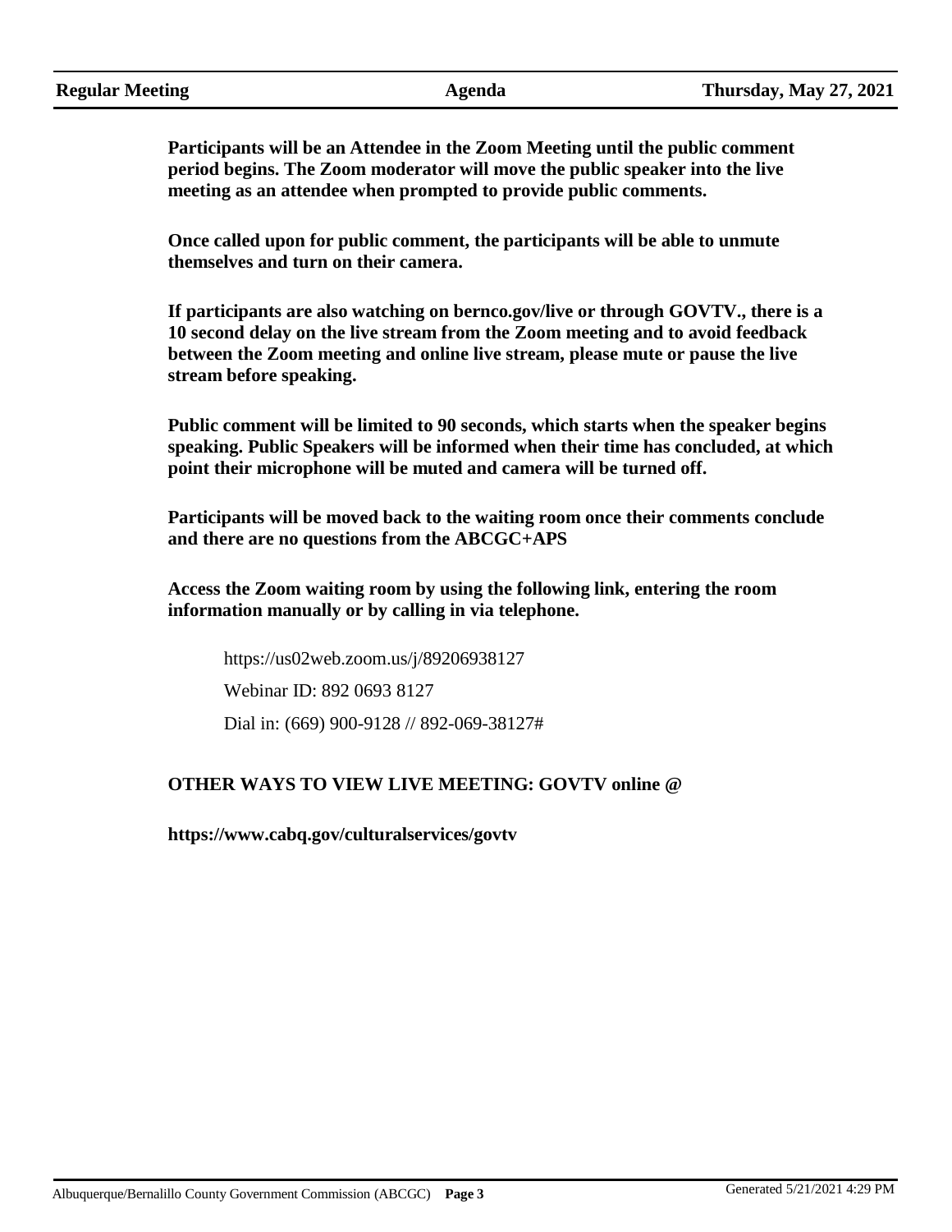**Participants will be an Attendee in the Zoom Meeting until the public comment period begins. The Zoom moderator will move the public speaker into the live meeting as an attendee when prompted to provide public comments.**

**Once called upon for public comment, the participants will be able to unmute themselves and turn on their camera.**

**If participants are also watching on bernco.gov/live or through GOVTV., there is a 10 second delay on the live stream from the Zoom meeting and to avoid feedback between the Zoom meeting and online live stream, please mute or pause the live stream before speaking.**

**Public comment will be limited to 90 seconds, which starts when the speaker begins speaking. Public Speakers will be informed when their time has concluded, at which point their microphone will be muted and camera will be turned off.**

**Participants will be moved back to the waiting room once their comments conclude and there are no questions from the ABCGC+APS**

**Access the Zoom waiting room by using the following link, entering the room information manually or by calling in via telephone.**

https://us02web.zoom.us/j/89206938127

Webinar ID: 892 0693 8127

Dial in: (669) 900-9128 // 892-069-38127#

**OTHER WAYS TO VIEW LIVE MEETING: GOVTV online @**

**https://www.cabq.gov/culturalservices/govtv**